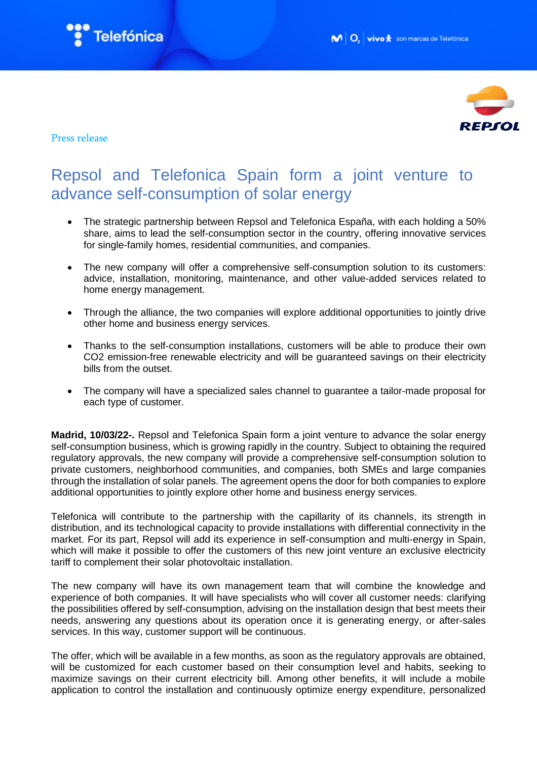Press release

# Repsol and Telefonica Spain form a joint venture to advance self-consumption of solar energy

- The strategic partnership between Repsol and Telefonica España, with each holding a 50% share, aims to lead the self-consumption sector in the country, offering innovative services for single-family homes, residential communities, and companies.
- The new company will offer a comprehensive self-consumption solution to its customers: advice, installation, monitoring, maintenance, and other value-added services related to home energy management.
- Through the alliance, the two companies will explore additional opportunities to jointly drive other home and business energy services.
- Thanks to the self-consumption installations, customers will be able to produce their own $CO_2$ emission-free renewable electricity and will be guaranteed savings on their electricity bills from the outset.
- The company will have a specialized sales channel to guarantee a tailor-made proposal for each type of customer.

**Madrid, 10/03/22-.** Repsol and Telefonica Spain form a joint venture to advance the solar energy self-consumption business, which is growing rapidly in the country. Subject to obtaining the required regulatory approvals, the new company will provide a comprehensive self-consumption solution to private customers, neighborhood communities, and companies, both SMEs and large companies through the installation of solar panels. The agreement opens the door for both companies to explore additional opportunities to jointly explore other home and business energy services.

Telefonica will contribute to the partnership with the capillarity of its channels, its strength in distribution, and its technological capacity to provide installations with differential connectivity in the market. For its part, Repsol will add its experience in self-consumption and multi-energy in Spain, which will make it possible to offer the customers of this new joint venture an exclusive electricity tariff to complement their solar photovoltaic installation.

The new company will have its own management team that will combine the knowledge and experience of both companies. It will have specialists who will cover all customer needs: clarifying the possibilities offered by self-consumption, advising on the installation design that best meets their needs, answering any questions about its operation once it is generating energy, or after-sales services. In this way, customer support will be continuous.

The offer, which will be available in a few months, as soon as the regulatory approvals are obtained, will be customized for each customer based on their consumption level and habits, seeking to maximize savings on their current electricity bill. Among other benefits, it will include a mobile application to control the installation and continuously optimize energy expenditure, personalized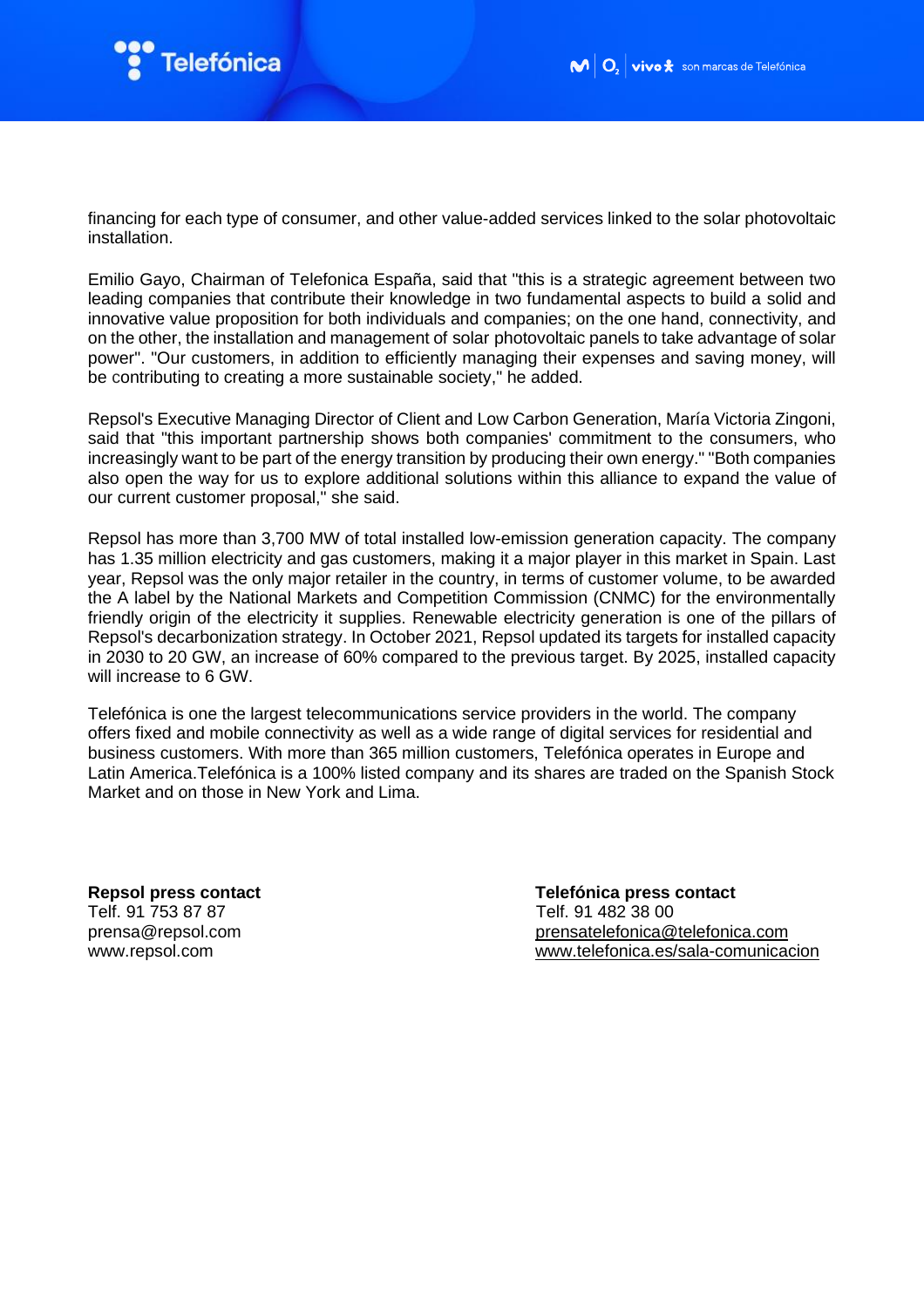financing for each type of consumer, and other value-added services linked to the solar photovoltaic installation.

Emilio Gayo, Chairman of Telefonica España, said that "this is a strategic agreement between two leading companies that contribute their knowledge in two fundamental aspects to build a solid and innovative value proposition for both individuals and companies; on the one hand, connectivity, and on the other, the installation and management of solar photovoltaic panels to take advantage of solar power". "Our customers, in addition to efficiently managing their expenses and saving money, will be contributing to creating a more sustainable society," he added.

Repsol's Executive Managing Director of Client and Low Carbon Generation, María Victoria Zingoni, said that "this important partnership shows both companies' commitment to the consumers, who increasingly want to be part of the energy transition by producing their own energy." "Both companies also open the way for us to explore additional solutions within this alliance to expand the value of our current customer proposal," she said.

Repsol has more than 3,700 MW of total installed low-emission generation capacity. The company has 1.35 million electricity and gas customers, making it a major player in this market in Spain. Last year, Repsol was the only major retailer in the country, in terms of customer volume, to be awarded the A label by the National Markets and Competition Commission (CNMC) for the environmentally friendly origin of the electricity it supplies. Renewable electricity generation is one of the pillars of Repsol's decarbonization strategy. In October 2021, Repsol updated its targets for installed capacity in 2030 to 20 GW, an increase of 60% compared to the previous target. By 2025, installed capacity will increase to 6 GW.

Telefónica is one the largest telecommunications service providers in the world. The company offers fixed and mobile connectivity as well as a wide range of digital services for residential and business customers. With more than 365 million customers, Telefónica operates in Europe and Latin America.Telefónica is a 100% listed company and its shares are traded on the Spanish Stock Market and on those in New York and Lima.

**Repsol press contact**
Telf. 91 753 87 87
prensa@repsol.com
www.repsol.com

**Telefónica press contact**
Telf. 91 482 38 00
prensatelefonica@telefonica.com
www.telefonica.es/sala-comunicacion